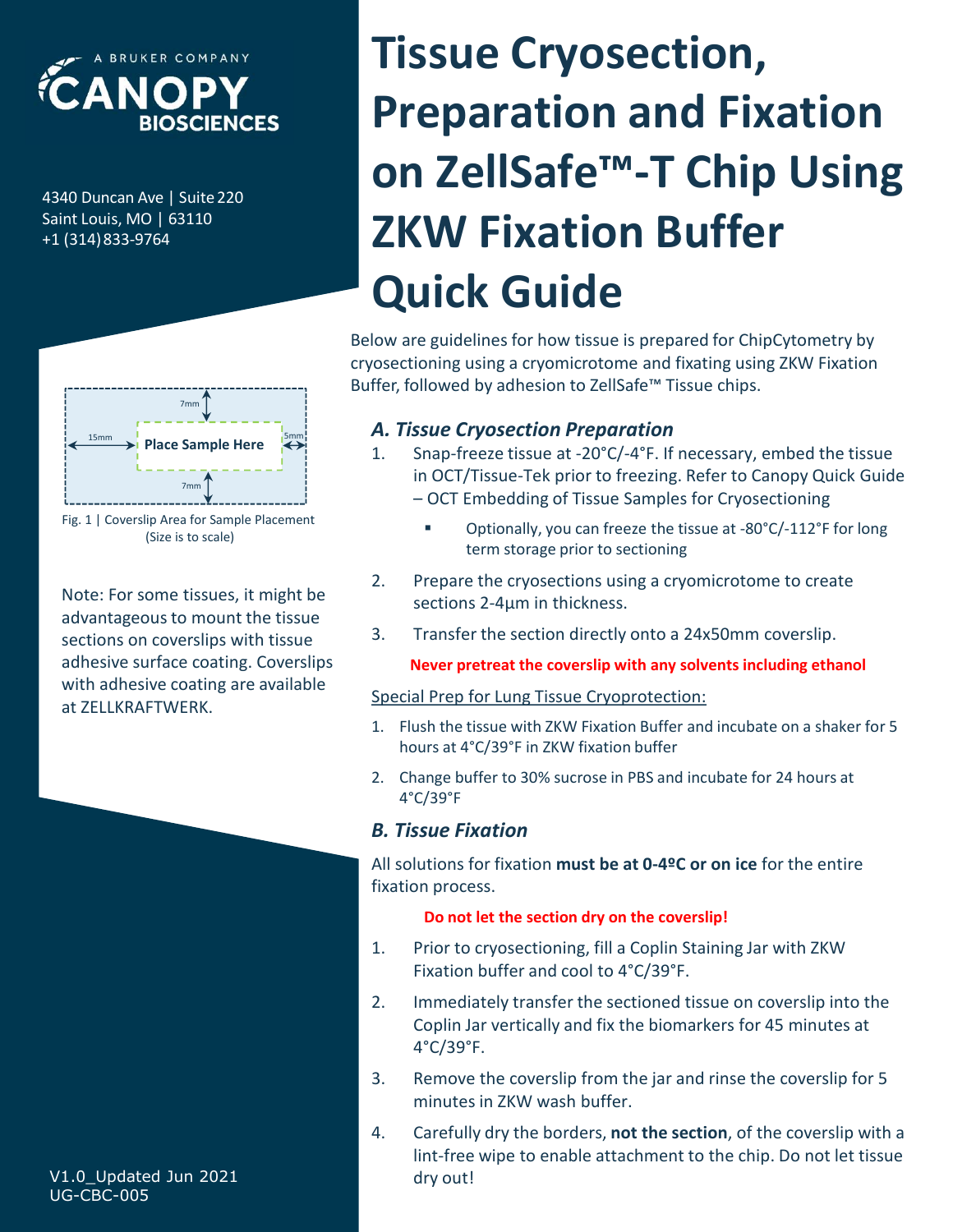A BRUKER COMPANY

CANOPY BIOSCIENCES

4340 Duncan Ave | Suite 220
Saint Louis, MO | 63110
+1 (314) 833-9764

# Tissue Cryosection, Preparation and Fixation on ZellSafe™-T Chip Using ZKW Fixation Buffer Quick Guide

Below are guidelines for how tissue is prepared for ChipCytometry by cryosectioning using a cryomicrotome and fixating using ZKW Fixation Buffer, followed by adhesion to ZellSafe™ Tissue chips.

7mm
15mm
Place Sample Here
5mm
7mm

Fig. 1 | Coverslip Area for Sample Placement (Size is to scale)

Note: For some tissues, it might be advantageous to mount the tissue sections on coverslips with tissue adhesive surface coating. Coverslips with adhesive coating are available at ZELLKRAFTWERK.

## *A. Tissue Cryosection Preparation*

1. Snap-freeze tissue at -20°C/-4°F. If necessary, embed the tissue in OCT/Tissue-Tek prior to freezing. Refer to Canopy Quick Guide – OCT Embedding of Tissue Samples for Cryosectioning
   - Optionally, you can freeze the tissue at -80°C/-112°F for long term storage prior to sectioning
2. Prepare the cryosections using a cryomicrotome to create sections 2-4µm in thickness.
3. Transfer the section directly onto a 24x50mm coverslip.

**Never pretreat the coverslip with any solvents including ethanol**

Special Prep for Lung Tissue Cryoprotection:

1. Flush the tissue with ZKW Fixation Buffer and incubate on a shaker for 5 hours at 4°C/39°F in ZKW fixation buffer
2. Change buffer to 30% sucrose in PBS and incubate for 24 hours at 4°C/39°F

## *B. Tissue Fixation*

All solutions for fixation **must be at 0-4ºC or on ice** for the entire fixation process.

**Do not let the section dry on the coverslip!**

1. Prior to cryosectioning, fill a Coplin Staining Jar with ZKW Fixation buffer and cool to 4°C/39°F.
2. Immediately transfer the sectioned tissue on coverslip into the Coplin Jar vertically and fix the biomarkers for 45 minutes at 4°C/39°F.
3. Remove the coverslip from the jar and rinse the coverslip for 5 minutes in ZKW wash buffer.
4. Carefully dry the borders, **not the section**, of the coverslip with a lint-free wipe to enable attachment to the chip. Do not let tissue dry out!

V1.0_Updated Jun 2021
UG-CBC-005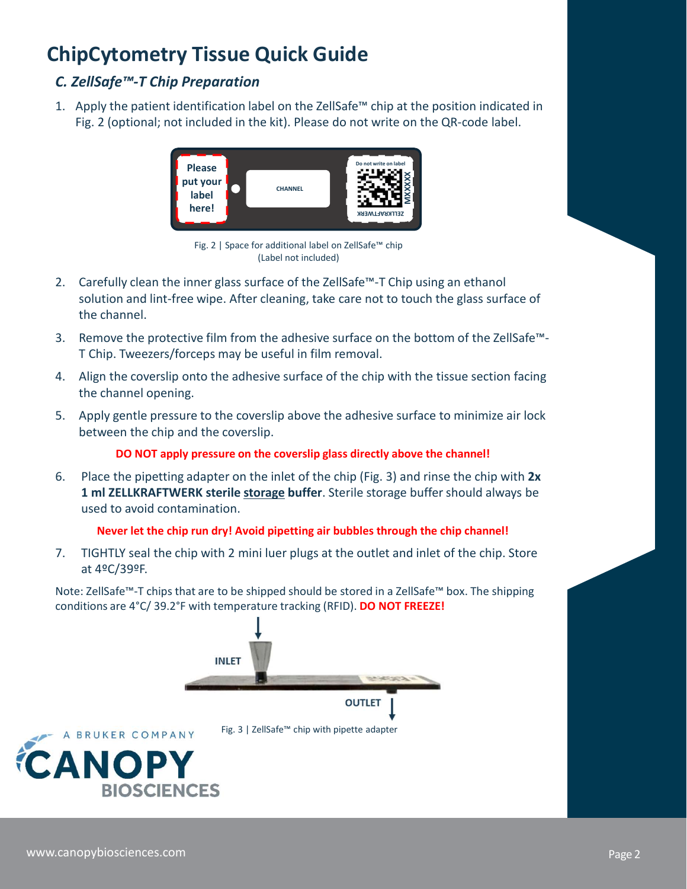# ChipCytometry Tissue Quick Guide

## *C. ZellSafe™-T Chip Preparation*

1. Apply the patient identification label on the ZellSafe™ chip at the position indicated in Fig. 2 (optional; not included in the kit). Please do not write on the QR-code label.

Please put your label here!

CHANNEL

Do not write on label

MXXXXX

ZELLKRAFTWERK

Fig. 2 | Space for additional label on ZellSafe™ chip (Label not included)

2. Carefully clean the inner glass surface of the ZellSafe™-T Chip using an ethanol solution and lint-free wipe. After cleaning, take care not to touch the glass surface of the channel.
3. Remove the protective film from the adhesive surface on the bottom of the ZellSafe™-T Chip. Tweezers/forceps may be useful in film removal.
4. Align the coverslip onto the adhesive surface of the chip with the tissue section facing the channel opening.
5. Apply gentle pressure to the coverslip above the adhesive surface to minimize air lock between the chip and the coverslip.

**DO NOT apply pressure on the coverslip glass directly above the channel!**

6. Place the pipetting adapter on the inlet of the chip (Fig. 3) and rinse the chip with **2x 1 ml ZELLKRAFTWERK sterile storage buffer**. Sterile storage buffer should always be used to avoid contamination.

**Never let the chip run dry! Avoid pipetting air bubbles through the chip channel!**

7. TIGHTLY seal the chip with 2 mini luer plugs at the outlet and inlet of the chip. Store at 4ºC/39ºF.

Note: ZellSafe™-T chips that are to be shipped should be stored in a ZellSafe™ box. The shipping conditions are 4°C/ 39.2°F with temperature tracking (RFID). **DO NOT FREEZE!**

INLET

OUTLET

Fig. 3 | ZellSafe™ chip with pipette adapter

A BRUKER COMPANY
CANOPY BIOSCIENCES

www.canopybiosciences.com